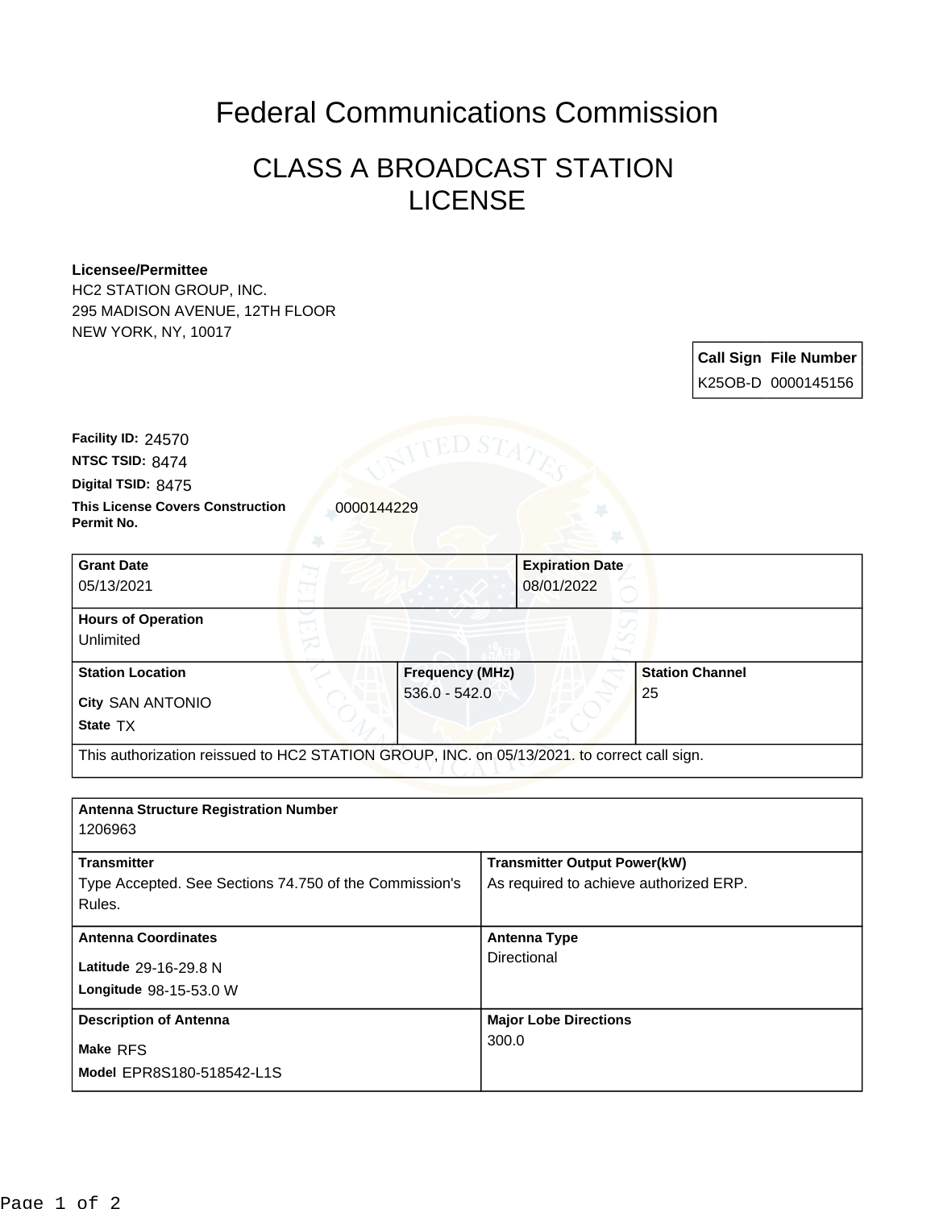# Federal Communications Commission

## CLASS A BROADCAST STATION LICENSE

**Licensee/Permittee**
HC2 STATION GROUP, INC.
295 MADISON AVENUE, 12TH FLOOR
NEW YORK, NY, 10017

| Call Sign | File Number |
|---|---|
| K25OB-D | 0000145156 |

**Facility ID:** 24570
**NTSC TSID:** 8474
**Digital TSID:** 8475
**This License Covers Construction Permit No.** 0000144229

| Grant Date | | Expiration Date |
|---|---|---|
| 05/13/2021 | | 08/01/2022 |
| **Hours of Operation** | | |
| Unlimited | | |
| **Station Location** | **Frequency (MHz)** | **Station Channel** |
| City SAN ANTONIO<br>State TX | 536.0 - 542.0 | 25 |
| This authorization reissued to HC2 STATION GROUP, INC. on 05/13/2021. to correct call sign. | | |

| Antenna Structure Registration Number | |
|---|---|
| 1206963 | |
| **Transmitter** | **Transmitter Output Power(kW)** |
| Type Accepted. See Sections 74.750 of the Commission's Rules. | As required to achieve authorized ERP. |
| **Antenna Coordinates** | **Antenna Type** |
| Latitude 29-16-29.8 N<br>Longitude 98-15-53.0 W | Directional |
| **Description of Antenna** | **Major Lobe Directions** |
| Make RFS<br>Model EPR8S180-518542-L1S | 300.0 |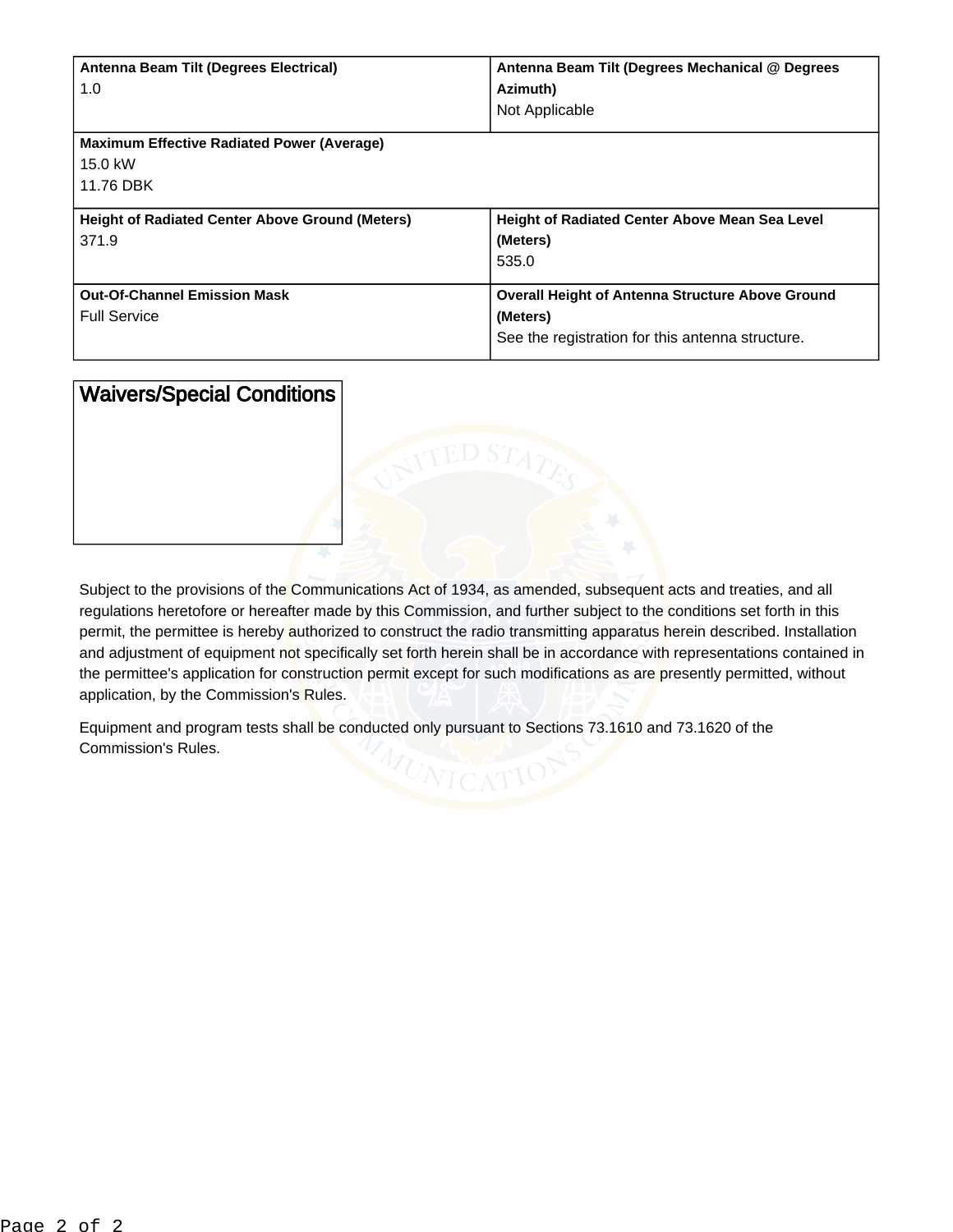| | |
|---|---|
| **Antenna Beam Tilt (Degrees Electrical)**<br>1.0 | **Antenna Beam Tilt (Degrees Mechanical @ Degrees Azimuth)**<br>Not Applicable |
| **Maximum Effective Radiated Power (Average)**<br>15.0 kW<br>11.76 DBK | |
| **Height of Radiated Center Above Ground (Meters)**<br>371.9 | **Height of Radiated Center Above Mean Sea Level (Meters)**<br>535.0 |
| **Out-Of-Channel Emission Mask**<br>Full Service | **Overall Height of Antenna Structure Above Ground (Meters)**<br>See the registration for this antenna structure. |

## Waivers/Special Conditions

Subject to the provisions of the Communications Act of 1934, as amended, subsequent acts and treaties, and all regulations heretofore or hereafter made by this Commission, and further subject to the conditions set forth in this permit, the permittee is hereby authorized to construct the radio transmitting apparatus herein described. Installation and adjustment of equipment not specifically set forth herein shall be in accordance with representations contained in the permittee's application for construction permit except for such modifications as are presently permitted, without application, by the Commission's Rules.

Equipment and program tests shall be conducted only pursuant to Sections 73.1610 and 73.1620 of the Commission's Rules.